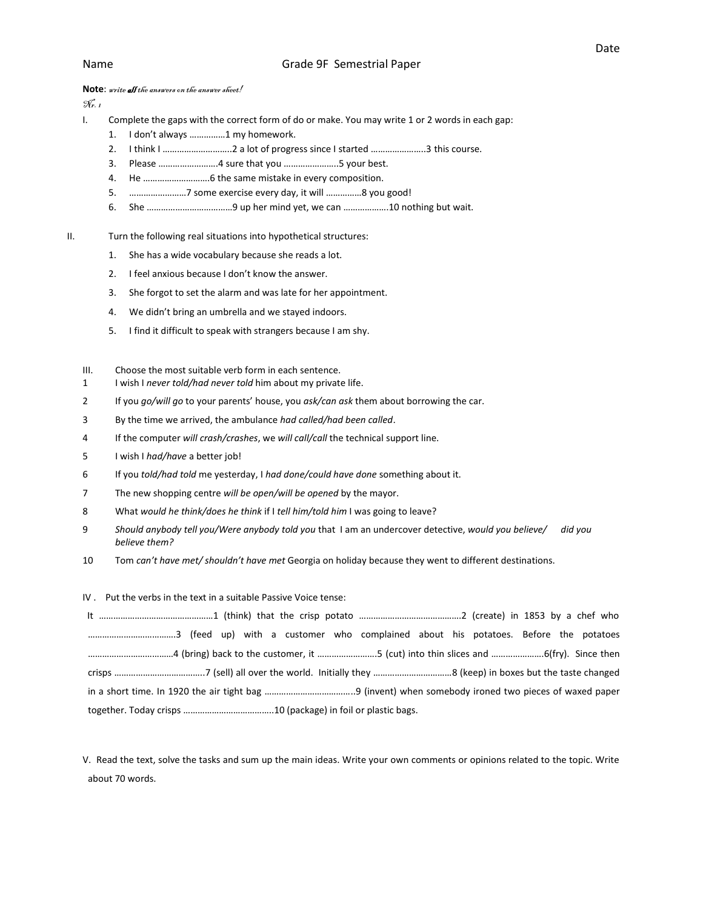Date

Name Grade 9F Semestrial Paper

**Note**: *write all the answers on the answer sheet!*

*Nr. 1*

I. Complete the gaps with the correct form of do or make. You may write 1 or 2 words in each gap:

1. I don't always ……………1 my homework.
2. I think I ………………………..2 a lot of progress since I started …………………..3 this course.
3. Please ……………………..4 sure that you …………………..5 your best.
4. He ………………………6 the same mistake in every composition.
5. ……………………7 some exercise every day, it will ……………8 you good!
6. She ………………………………9 up her mind yet, we can ……………….10 nothing but wait.

II. Turn the following real situations into hypothetical structures:

1. She has a wide vocabulary because she reads a lot.
2. I feel anxious because I don't know the answer.
3. She forgot to set the alarm and was late for her appointment.
4. We didn't bring an umbrella and we stayed indoors.
5. I find it difficult to speak with strangers because I am shy.

III. Choose the most suitable verb form in each sentence.

1 I wish I *never told/had never told* him about my private life.

2 If you *go/will go* to your parents' house, you *ask/can ask* them about borrowing the car.

3 By the time we arrived, the ambulance *had called/had been called*.

4 If the computer *will crash/crashes*, we *will call/call* the technical support line.

5 I wish I *had/have* a better job!

6 If you *told/had told* me yesterday, I *had done/could have done* something about it.

7 The new shopping centre *will be open/will be opened* by the mayor.

8 What *would he think/does he think* if I *tell him/told him* I was going to leave?

9 *Should anybody tell you/Were anybody told you* that I am an undercover detective, *would you believe/ did you believe them?*

10 Tom *can't have met/ shouldn't have met* Georgia on holiday because they went to different destinations.

IV . Put the verbs in the text in a suitable Passive Voice tense:

It …………………………………………1 (think) that the crisp potato ……………………………………2 (create) in 1853 by a chef who ………………………………3 (feed up) with a customer who complained about his potatoes. Before the potatoes ………………………………4 (bring) back to the customer, it ……………………5 (cut) into thin slices and ………………….6(fry). Since then crisps ………………………………..7 (sell) all over the world. Initially they ……………………………8 (keep) in boxes but the taste changed in a short time. In 1920 the air tight bag ………………………………..9 (invent) when somebody ironed two pieces of waxed paper together. Today crisps ………………………………..10 (package) in foil or plastic bags.

V. Read the text, solve the tasks and sum up the main ideas. Write your own comments or opinions related to the topic. Write about 70 words.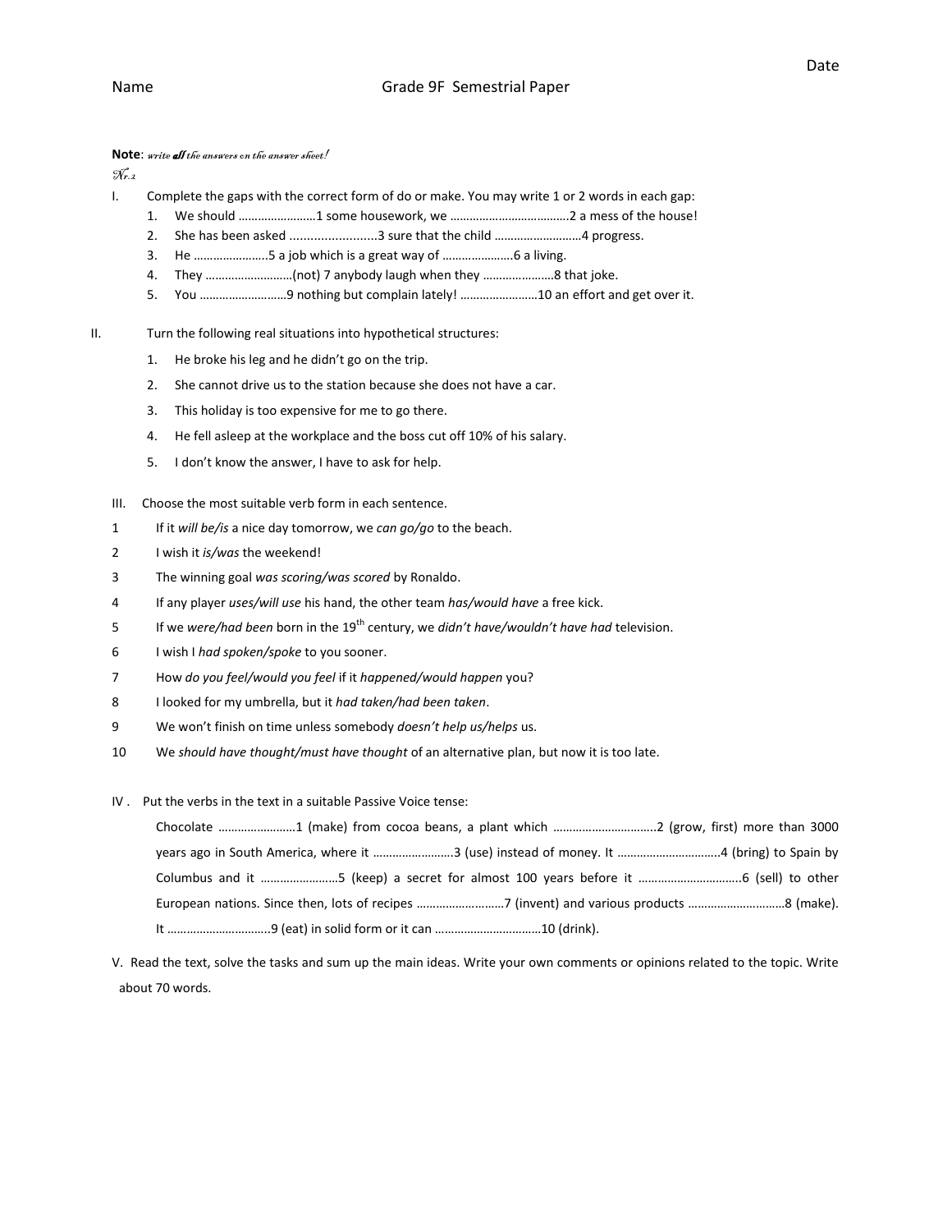Date

Name Grade 9F Semestrial Paper

**Note**: *write **all** the answers on the answer sheet!*

*Nr.2*

I. Complete the gaps with the correct form of do or make. You may write 1 or 2 words in each gap:

1. We should ……………………1 some housework, we ………………………………2 a mess of the house!
2. She has been asked .........................3 sure that the child ………………………4 progress.
3. He …………………..5 a job which is a great way of …………………6 a living.
4. They ………………………(not) 7 anybody laugh when they …………………8 that joke.
5. You ………………………9 nothing but complain lately! ……………………10 an effort and get over it.

II. Turn the following real situations into hypothetical structures:

1. He broke his leg and he didn't go on the trip.
2. She cannot drive us to the station because she does not have a car.
3. This holiday is too expensive for me to go there.
4. He fell asleep at the workplace and the boss cut off 10% of his salary.
5. I don't know the answer, I have to ask for help.

III. Choose the most suitable verb form in each sentence.

1 If it *will be/is* a nice day tomorrow, we *can go/go* to the beach.

2 I wish it *is/was* the weekend!

3 The winning goal *was scoring/was scored* by Ronaldo.

4 If any player *uses/will use* his hand, the other team *has/would have* a free kick.

5 If we *were/had been* born in the 19th century, we *didn't have/wouldn't have had* television.

6 I wish I *had spoken/spoke* to you sooner.

7 How *do you feel/would you feel* if it *happened/would happen* you?

8 I looked for my umbrella, but it *had taken/had been taken*.

9 We won't finish on time unless somebody *doesn't help us/helps* us.

10 We *should have thought/must have thought* of an alternative plan, but now it is too late.

IV . Put the verbs in the text in a suitable Passive Voice tense:

Chocolate ……………………1 (make) from cocoa beans, a plant which …………………………..2 (grow, first) more than 3000 years ago in South America, where it ……………………3 (use) instead of money. It …………………………..4 (bring) to Spain by Columbus and it ……………………5 (keep) a secret for almost 100 years before it …………………………..6 (sell) to other European nations. Since then, lots of recipes ………………………7 (invent) and various products …………………………8 (make). It …………………………..9 (eat) in solid form or it can ……………………………10 (drink).

V. Read the text, solve the tasks and sum up the main ideas. Write your own comments or opinions related to the topic. Write about 70 words.